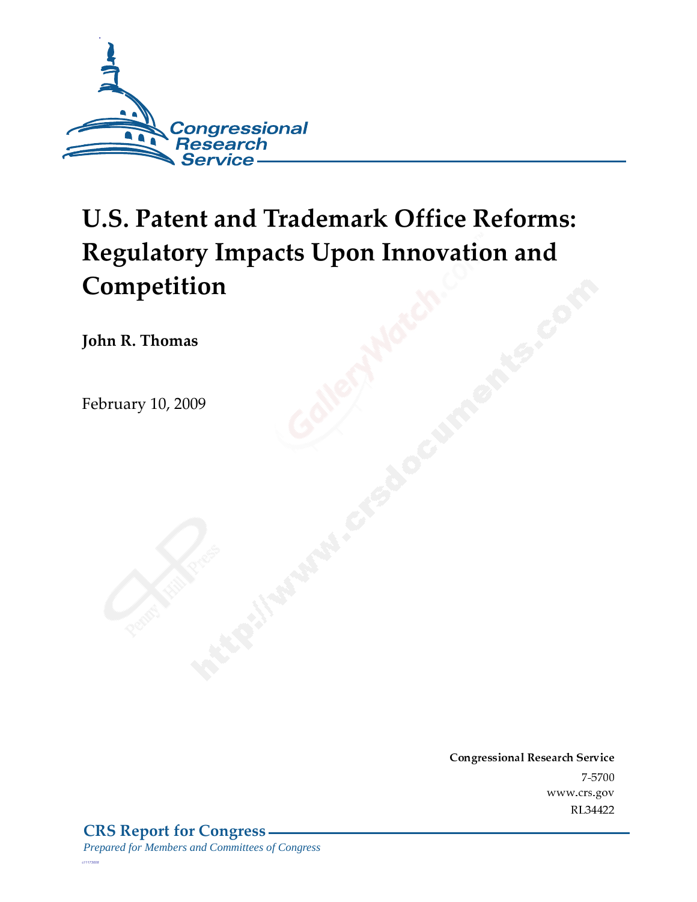# U.S. Patent and Trademark Office Reforms: Regulatory Impacts Upon Innovation and Competition

**John R. Thomas**

February 10, 2009

**Congressional Research Service**

7-5700

www.crs.gov

RL34422

**CRS Report for Congress**

*Prepared for Members and Committees of Congress*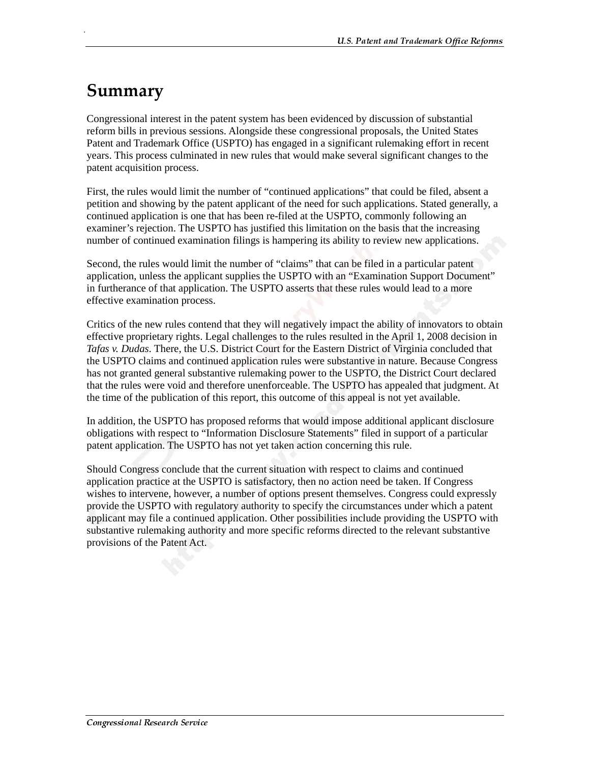# Summary

Congressional interest in the patent system has been evidenced by discussion of substantial reform bills in previous sessions. Alongside these congressional proposals, the United States Patent and Trademark Office (USPTO) has engaged in a significant rulemaking effort in recent years. This process culminated in new rules that would make several significant changes to the patent acquisition process.

First, the rules would limit the number of "continued applications" that could be filed, absent a petition and showing by the patent applicant of the need for such applications. Stated generally, a continued application is one that has been re-filed at the USPTO, commonly following an examiner's rejection. The USPTO has justified this limitation on the basis that the increasing number of continued examination filings is hampering its ability to review new applications.

Second, the rules would limit the number of "claims" that can be filed in a particular patent application, unless the applicant supplies the USPTO with an "Examination Support Document" in furtherance of that application. The USPTO asserts that these rules would lead to a more effective examination process.

Critics of the new rules contend that they will negatively impact the ability of innovators to obtain effective proprietary rights. Legal challenges to the rules resulted in the April 1, 2008 decision in *Tafas v. Dudas*. There, the U.S. District Court for the Eastern District of Virginia concluded that the USPTO claims and continued application rules were substantive in nature. Because Congress has not granted general substantive rulemaking power to the USPTO, the District Court declared that the rules were void and therefore unenforceable. The USPTO has appealed that judgment. At the time of the publication of this report, this outcome of this appeal is not yet available.

In addition, the USPTO has proposed reforms that would impose additional applicant disclosure obligations with respect to "Information Disclosure Statements" filed in support of a particular patent application. The USPTO has not yet taken action concerning this rule.

Should Congress conclude that the current situation with respect to claims and continued application practice at the USPTO is satisfactory, then no action need be taken. If Congress wishes to intervene, however, a number of options present themselves. Congress could expressly provide the USPTO with regulatory authority to specify the circumstances under which a patent applicant may file a continued application. Other possibilities include providing the USPTO with substantive rulemaking authority and more specific reforms directed to the relevant substantive provisions of the Patent Act.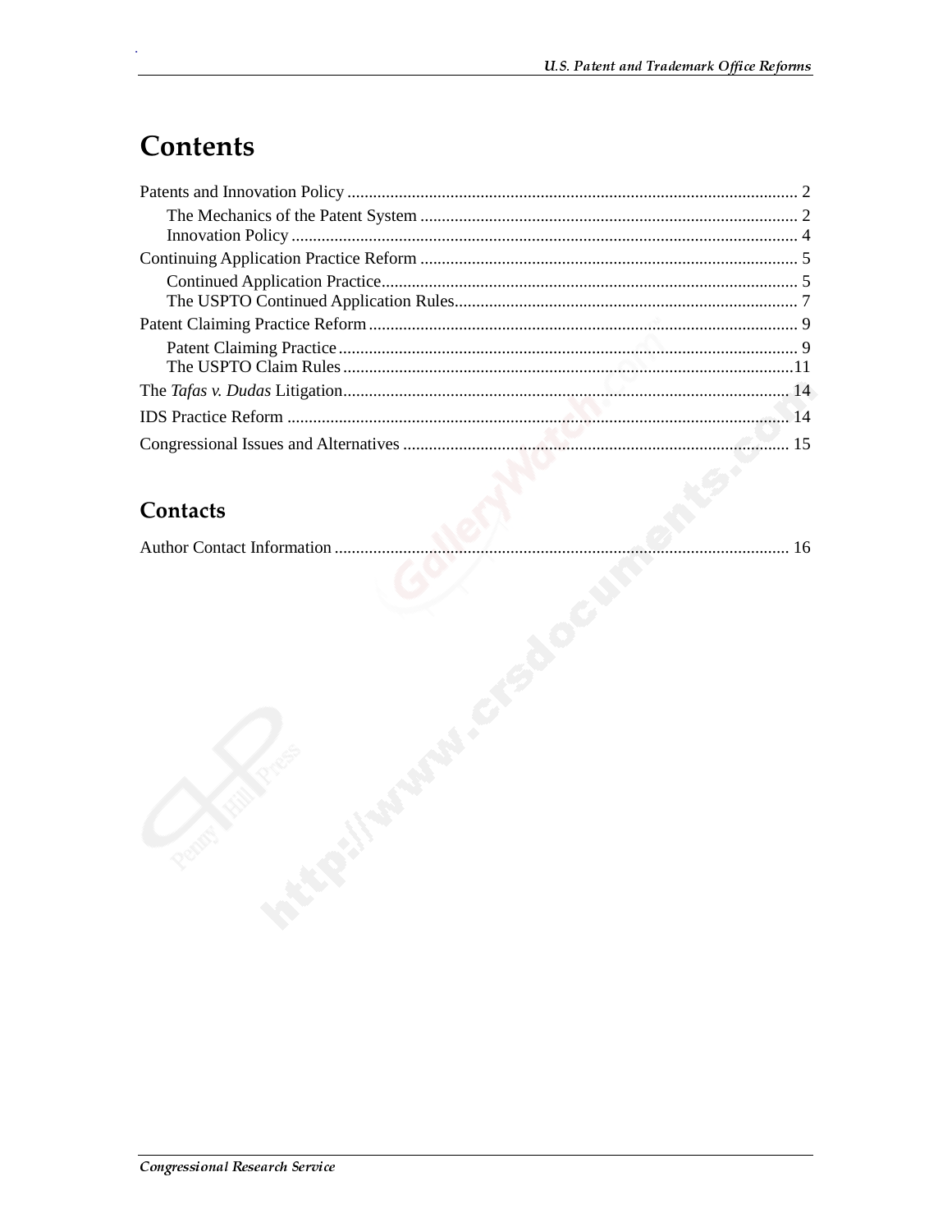# Contents

Patents and Innovation Policy ........................................................................................................ 2

  The Mechanics of the Patent System ....................................................................................... 2

  Innovation Policy ..................................................................................................................... 4

Continuing Application Practice Reform ....................................................................................... 5

  Continued Application Practice ................................................................................................ 5

  The USPTO Continued Application Rules ............................................................................... 7

Patent Claiming Practice Reform ................................................................................................... 9

  Patent Claiming Practice .......................................................................................................... 9

  The USPTO Claim Rules ........................................................................................................ 11

The *Tafas v. Dudas* Litigation ...................................................................................................... 14

IDS Practice Reform .................................................................................................................... 14

Congressional Issues and Alternatives ......................................................................................... 15

## Contacts

Author Contact Information ......................................................................................................... 16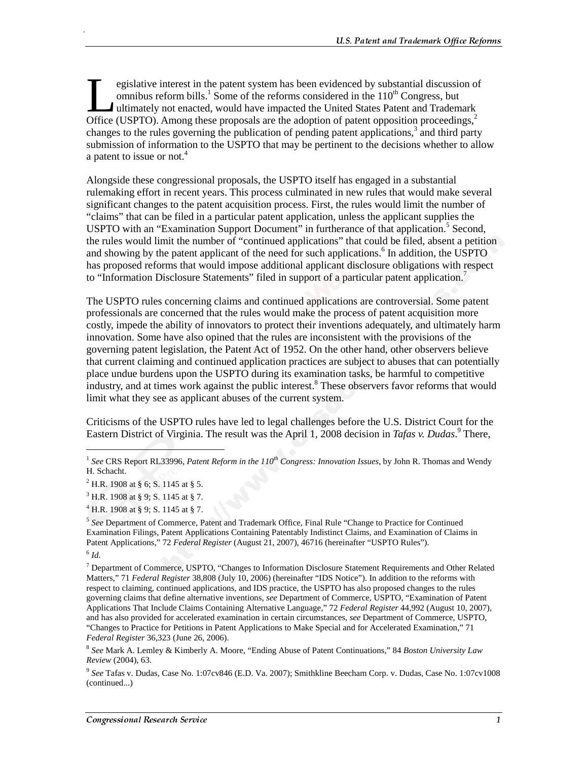Legislative interest in the patent system has been evidenced by substantial discussion of omnibus reform bills.[1] Some of the reforms considered in the 110th Congress, but ultimately not enacted, would have impacted the United States Patent and Trademark Office (USPTO). Among these proposals are the adoption of patent opposition proceedings,[2] changes to the rules governing the publication of pending patent applications,[3] and third party submission of information to the USPTO that may be pertinent to the decisions whether to allow a patent to issue or not.[4]

Alongside these congressional proposals, the USPTO itself has engaged in a substantial rulemaking effort in recent years. This process culminated in new rules that would make several significant changes to the patent acquisition process. First, the rules would limit the number of "claims" that can be filed in a particular patent application, unless the applicant supplies the USPTO with an "Examination Support Document" in furtherance of that application.[5] Second, the rules would limit the number of "continued applications" that could be filed, absent a petition and showing by the patent applicant of the need for such applications.[6] In addition, the USPTO has proposed reforms that would impose additional applicant disclosure obligations with respect to "Information Disclosure Statements" filed in support of a particular patent application.[7]

The USPTO rules concerning claims and continued applications are controversial. Some patent professionals are concerned that the rules would make the process of patent acquisition more costly, impede the ability of innovators to protect their inventions adequately, and ultimately harm innovation. Some have also opined that the rules are inconsistent with the provisions of the governing patent legislation, the Patent Act of 1952. On the other hand, other observers believe that current claiming and continued application practices are subject to abuses that can potentially place undue burdens upon the USPTO during its examination tasks, be harmful to competitive industry, and at times work against the public interest.[8] These observers favor reforms that would limit what they see as applicant abuses of the current system.

Criticisms of the USPTO rules have led to legal challenges before the U.S. District Court for the Eastern District of Virginia. The result was the April 1, 2008 decision in *Tafas v. Dudas*.[9] There,

---

[1] *See* CRS Report RL33996, *Patent Reform in the 110th Congress: Innovation Issues*, by John R. Thomas and Wendy H. Schacht.

[2] H.R. 1908 at § 6; S. 1145 at § 5.

[3] H.R. 1908 at § 9; S. 1145 at § 7.

[4] H.R. 1908 at § 9; S. 1145 at § 7.

[5] *See* Department of Commerce, Patent and Trademark Office, Final Rule "Change to Practice for Continued Examination Filings, Patent Applications Containing Patentably Indistinct Claims, and Examination of Claims in Patent Applications," 72 *Federal Register* (August 21, 2007), 46716 (hereinafter "USPTO Rules").

[6] *Id.*

[7] Department of Commerce, USPTO, "Changes to Information Disclosure Statement Requirements and Other Related Matters," 71 *Federal Register* 38,808 (July 10, 2006) (hereinafter "IDS Notice"). In addition to the reforms with respect to claiming, continued applications, and IDS practice, the USPTO has also proposed changes to the rules governing claims that define alternative inventions, *see* Department of Commerce, USPTO, "Examination of Patent Applications That Include Claims Containing Alternative Language," 72 *Federal Register* 44,992 (August 10, 2007), and has also provided for accelerated examination in certain circumstances, *see* Department of Commerce, USPTO, "Changes to Practice for Petitions in Patent Applications to Make Special and for Accelerated Examination," 71 *Federal Register* 36,323 (June 26, 2006).

[8] *See* Mark A. Lemley & Kimberly A. Moore, "Ending Abuse of Patent Continuations," 84 *Boston University Law Review* (2004), 63.

[9] *See* Tafas v. Dudas, Case No. 1:07cv846 (E.D. Va. 2007); Smithkline Beecham Corp. v. Dudas, Case No. 1:07cv1008 (continued...)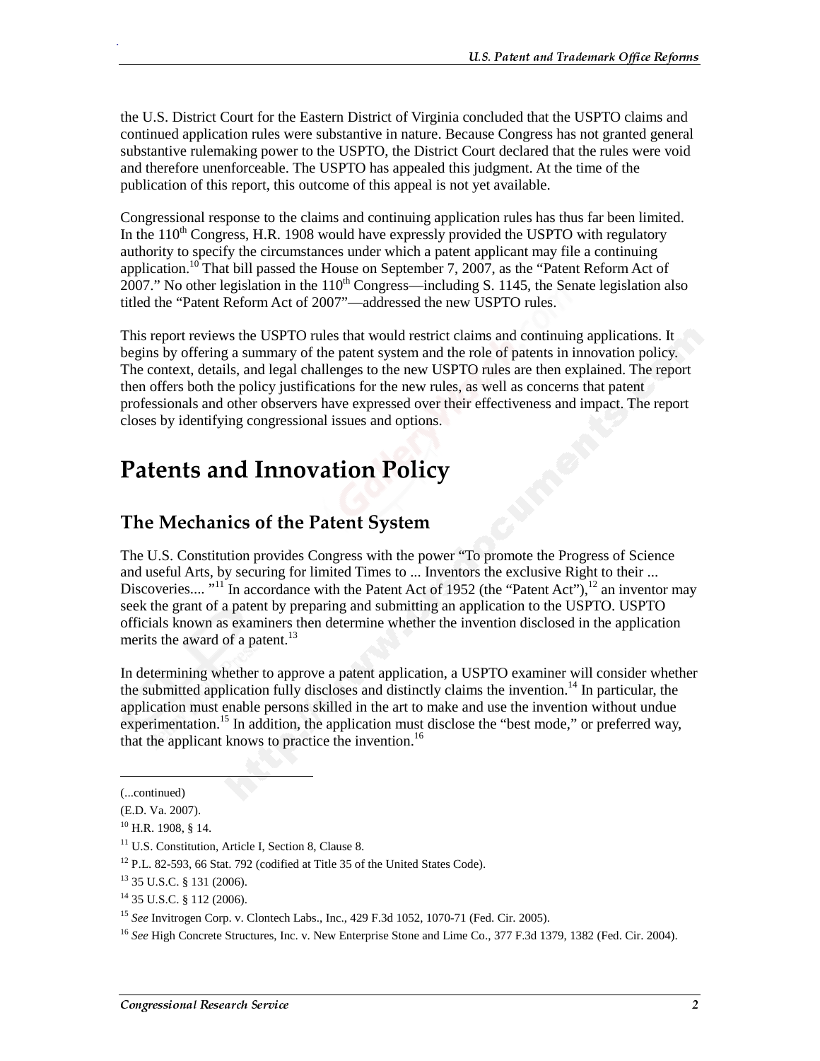the U.S. District Court for the Eastern District of Virginia concluded that the USPTO claims and continued application rules were substantive in nature. Because Congress has not granted general substantive rulemaking power to the USPTO, the District Court declared that the rules were void and therefore unenforceable. The USPTO has appealed this judgment. At the time of the publication of this report, this outcome of this appeal is not yet available.

Congressional response to the claims and continuing application rules has thus far been limited. In the 110th Congress, H.R. 1908 would have expressly provided the USPTO with regulatory authority to specify the circumstances under which a patent applicant may file a continuing application.[10] That bill passed the House on September 7, 2007, as the "Patent Reform Act of 2007." No other legislation in the 110th Congress—including S. 1145, the Senate legislation also titled the "Patent Reform Act of 2007"—addressed the new USPTO rules.

This report reviews the USPTO rules that would restrict claims and continuing applications. It begins by offering a summary of the patent system and the role of patents in innovation policy. The context, details, and legal challenges to the new USPTO rules are then explained. The report then offers both the policy justifications for the new rules, as well as concerns that patent professionals and other observers have expressed over their effectiveness and impact. The report closes by identifying congressional issues and options.

# Patents and Innovation Policy

## The Mechanics of the Patent System

The U.S. Constitution provides Congress with the power "To promote the Progress of Science and useful Arts, by securing for limited Times to ... Inventors the exclusive Right to their ... Discoveries.... "[11] In accordance with the Patent Act of 1952 (the "Patent Act"),[12] an inventor may seek the grant of a patent by preparing and submitting an application to the USPTO. USPTO officials known as examiners then determine whether the invention disclosed in the application merits the award of a patent.[13]

In determining whether to approve a patent application, a USPTO examiner will consider whether the submitted application fully discloses and distinctly claims the invention.[14] In particular, the application must enable persons skilled in the art to make and use the invention without undue experimentation.[15] In addition, the application must disclose the "best mode," or preferred way, that the applicant knows to practice the invention.[16]

---

(...continued)

(E.D. Va. 2007).

[10] H.R. 1908, § 14.

[11] U.S. Constitution, Article I, Section 8, Clause 8.

[12] P.L. 82-593, 66 Stat. 792 (codified at Title 35 of the United States Code).

[13] 35 U.S.C. § 131 (2006).

[14] 35 U.S.C. § 112 (2006).

[15] *See* Invitrogen Corp. v. Clontech Labs., Inc., 429 F.3d 1052, 1070-71 (Fed. Cir. 2005).

[16] *See* High Concrete Structures, Inc. v. New Enterprise Stone and Lime Co., 377 F.3d 1379, 1382 (Fed. Cir. 2004).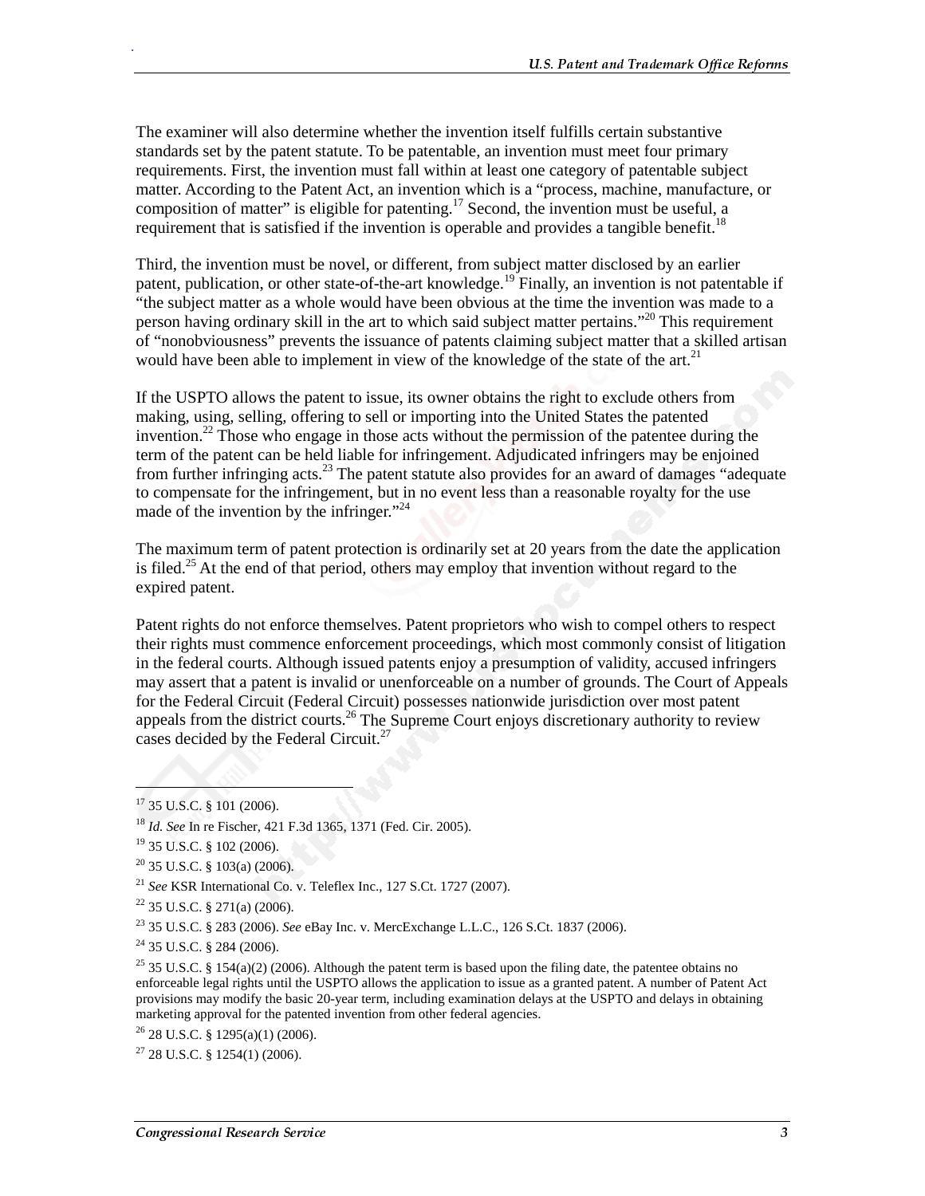The examiner will also determine whether the invention itself fulfills certain substantive standards set by the patent statute. To be patentable, an invention must meet four primary requirements. First, the invention must fall within at least one category of patentable subject matter. According to the Patent Act, an invention which is a "process, machine, manufacture, or composition of matter" is eligible for patenting.[17] Second, the invention must be useful, a requirement that is satisfied if the invention is operable and provides a tangible benefit.[18]

Third, the invention must be novel, or different, from subject matter disclosed by an earlier patent, publication, or other state-of-the-art knowledge.[19] Finally, an invention is not patentable if "the subject matter as a whole would have been obvious at the time the invention was made to a person having ordinary skill in the art to which said subject matter pertains."[20] This requirement of "nonobviousness" prevents the issuance of patents claiming subject matter that a skilled artisan would have been able to implement in view of the knowledge of the state of the art.[21]

If the USPTO allows the patent to issue, its owner obtains the right to exclude others from making, using, selling, offering to sell or importing into the United States the patented invention.[22] Those who engage in those acts without the permission of the patentee during the term of the patent can be held liable for infringement. Adjudicated infringers may be enjoined from further infringing acts.[23] The patent statute also provides for an award of damages "adequate to compensate for the infringement, but in no event less than a reasonable royalty for the use made of the invention by the infringer."[24]

The maximum term of patent protection is ordinarily set at 20 years from the date the application is filed.[25] At the end of that period, others may employ that invention without regard to the expired patent.

Patent rights do not enforce themselves. Patent proprietors who wish to compel others to respect their rights must commence enforcement proceedings, which most commonly consist of litigation in the federal courts. Although issued patents enjoy a presumption of validity, accused infringers may assert that a patent is invalid or unenforceable on a number of grounds. The Court of Appeals for the Federal Circuit (Federal Circuit) possesses nationwide jurisdiction over most patent appeals from the district courts.[26] The Supreme Court enjoys discretionary authority to review cases decided by the Federal Circuit.[27]

---

[17] 35 U.S.C. § 101 (2006).

[18] *Id. See* In re Fischer, 421 F.3d 1365, 1371 (Fed. Cir. 2005).

[19] 35 U.S.C. § 102 (2006).

[20] 35 U.S.C. § 103(a) (2006).

[21] *See* KSR International Co. v. Teleflex Inc., 127 S.Ct. 1727 (2007).

[22] 35 U.S.C. § 271(a) (2006).

[23] 35 U.S.C. § 283 (2006). *See* eBay Inc. v. MercExchange L.L.C., 126 S.Ct. 1837 (2006).

[24] 35 U.S.C. § 284 (2006).

[25] 35 U.S.C. § 154(a)(2) (2006). Although the patent term is based upon the filing date, the patentee obtains no enforceable legal rights until the USPTO allows the application to issue as a granted patent. A number of Patent Act provisions may modify the basic 20-year term, including examination delays at the USPTO and delays in obtaining marketing approval for the patented invention from other federal agencies.

[26] 28 U.S.C. § 1295(a)(1) (2006).

[27] 28 U.S.C. § 1254(1) (2006).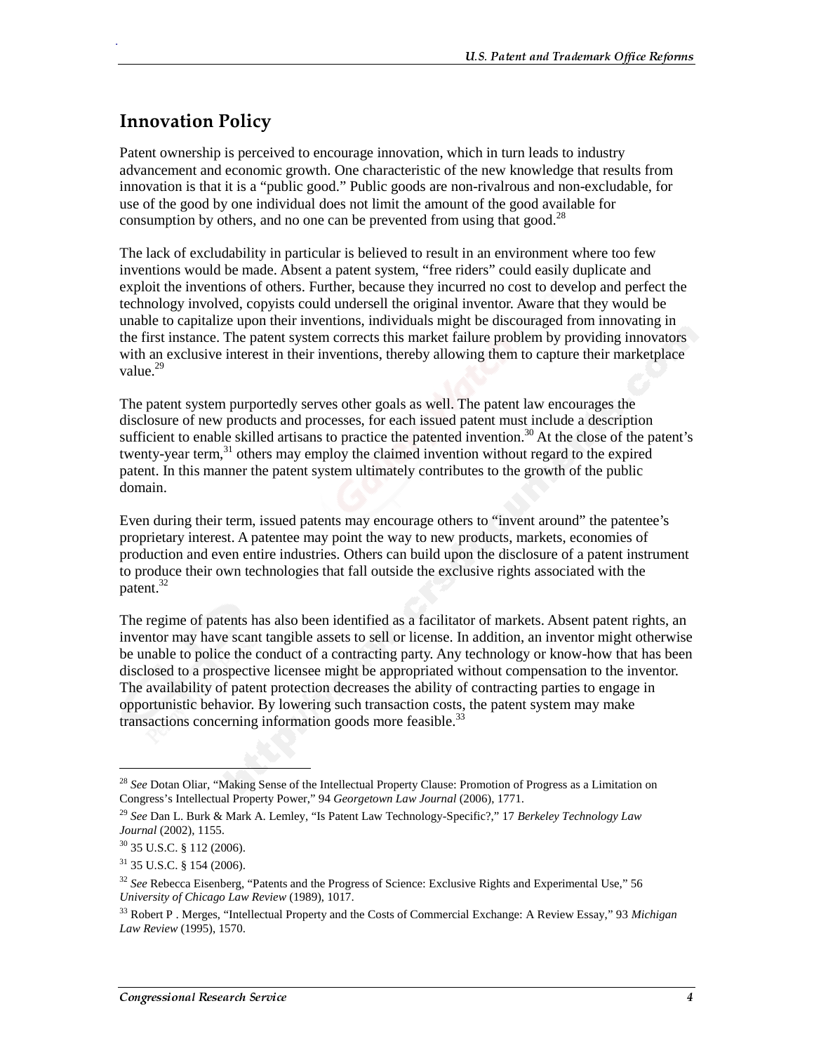## Innovation Policy

Patent ownership is perceived to encourage innovation, which in turn leads to industry advancement and economic growth. One characteristic of the new knowledge that results from innovation is that it is a "public good." Public goods are non-rivalrous and non-excludable, for use of the good by one individual does not limit the amount of the good available for consumption by others, and no one can be prevented from using that good.[28]

The lack of excludability in particular is believed to result in an environment where too few inventions would be made. Absent a patent system, "free riders" could easily duplicate and exploit the inventions of others. Further, because they incurred no cost to develop and perfect the technology involved, copyists could undersell the original inventor. Aware that they would be unable to capitalize upon their inventions, individuals might be discouraged from innovating in the first instance. The patent system corrects this market failure problem by providing innovators with an exclusive interest in their inventions, thereby allowing them to capture their marketplace value.[29]

The patent system purportedly serves other goals as well. The patent law encourages the disclosure of new products and processes, for each issued patent must include a description sufficient to enable skilled artisans to practice the patented invention.[30] At the close of the patent's twenty-year term,[31] others may employ the claimed invention without regard to the expired patent. In this manner the patent system ultimately contributes to the growth of the public domain.

Even during their term, issued patents may encourage others to "invent around" the patentee's proprietary interest. A patentee may point the way to new products, markets, economies of production and even entire industries. Others can build upon the disclosure of a patent instrument to produce their own technologies that fall outside the exclusive rights associated with the patent.[32]

The regime of patents has also been identified as a facilitator of markets. Absent patent rights, an inventor may have scant tangible assets to sell or license. In addition, an inventor might otherwise be unable to police the conduct of a contracting party. Any technology or know-how that has been disclosed to a prospective licensee might be appropriated without compensation to the inventor. The availability of patent protection decreases the ability of contracting parties to engage in opportunistic behavior. By lowering such transaction costs, the patent system may make transactions concerning information goods more feasible.[33]

---

[28] *See* Dotan Oliar, "Making Sense of the Intellectual Property Clause: Promotion of Progress as a Limitation on Congress's Intellectual Property Power," 94 *Georgetown Law Journal* (2006), 1771.

[29] *See* Dan L. Burk & Mark A. Lemley, "Is Patent Law Technology-Specific?," 17 *Berkeley Technology Law Journal* (2002), 1155.

[30] 35 U.S.C. § 112 (2006).

[31] 35 U.S.C. § 154 (2006).

[32] *See* Rebecca Eisenberg, "Patents and the Progress of Science: Exclusive Rights and Experimental Use," 56 *University of Chicago Law Review* (1989), 1017.

[33] Robert P . Merges, "Intellectual Property and the Costs of Commercial Exchange: A Review Essay," 93 *Michigan Law Review* (1995), 1570.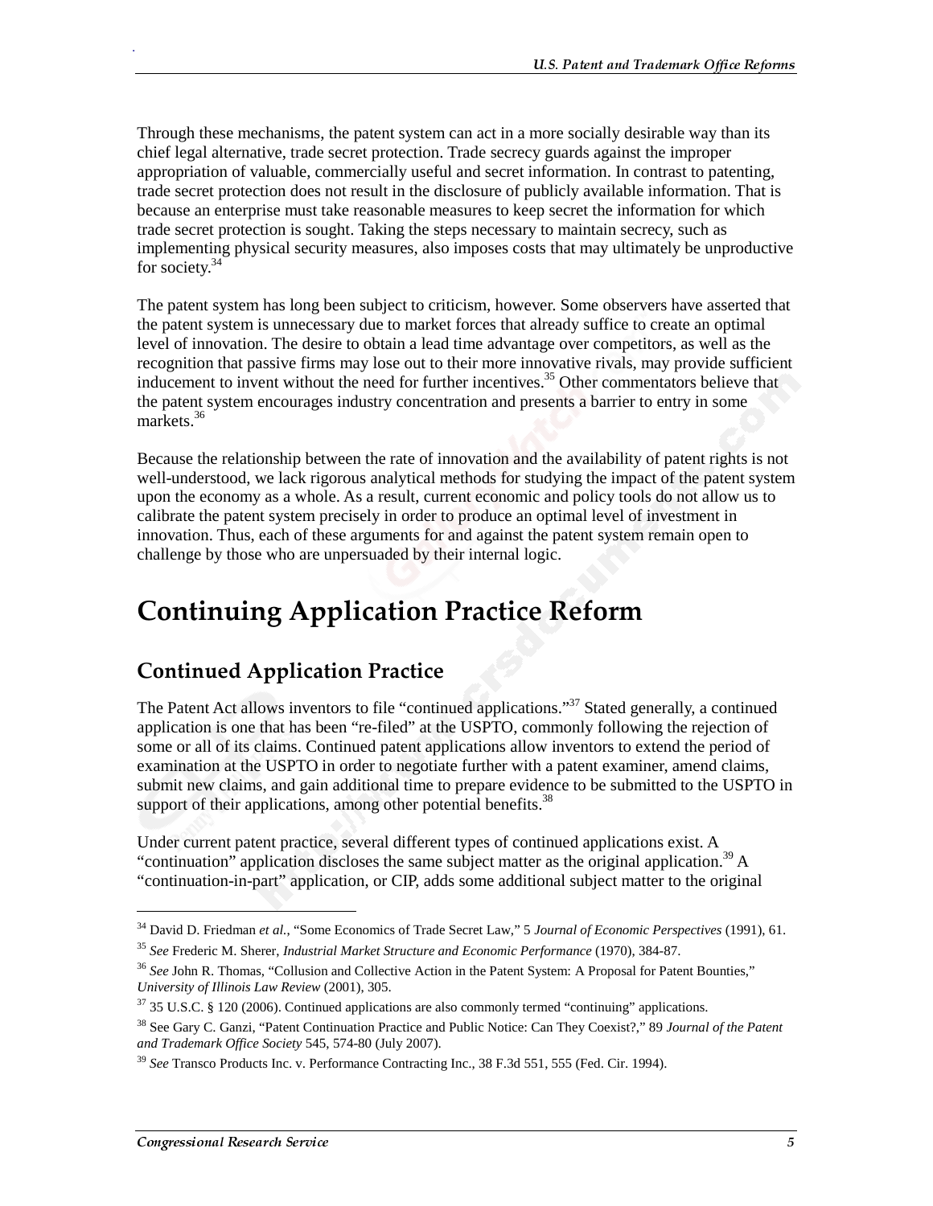Through these mechanisms, the patent system can act in a more socially desirable way than its chief legal alternative, trade secret protection. Trade secrecy guards against the improper appropriation of valuable, commercially useful and secret information. In contrast to patenting, trade secret protection does not result in the disclosure of publicly available information. That is because an enterprise must take reasonable measures to keep secret the information for which trade secret protection is sought. Taking the steps necessary to maintain secrecy, such as implementing physical security measures, also imposes costs that may ultimately be unproductive for society.[34]

The patent system has long been subject to criticism, however. Some observers have asserted that the patent system is unnecessary due to market forces that already suffice to create an optimal level of innovation. The desire to obtain a lead time advantage over competitors, as well as the recognition that passive firms may lose out to their more innovative rivals, may provide sufficient inducement to invent without the need for further incentives.[35] Other commentators believe that the patent system encourages industry concentration and presents a barrier to entry in some markets.[36]

Because the relationship between the rate of innovation and the availability of patent rights is not well-understood, we lack rigorous analytical methods for studying the impact of the patent system upon the economy as a whole. As a result, current economic and policy tools do not allow us to calibrate the patent system precisely in order to produce an optimal level of investment in innovation. Thus, each of these arguments for and against the patent system remain open to challenge by those who are unpersuaded by their internal logic.

# Continuing Application Practice Reform

## Continued Application Practice

The Patent Act allows inventors to file "continued applications."[37] Stated generally, a continued application is one that has been "re-filed" at the USPTO, commonly following the rejection of some or all of its claims. Continued patent applications allow inventors to extend the period of examination at the USPTO in order to negotiate further with a patent examiner, amend claims, submit new claims, and gain additional time to prepare evidence to be submitted to the USPTO in support of their applications, among other potential benefits.[38]

Under current patent practice, several different types of continued applications exist. A "continuation" application discloses the same subject matter as the original application.[39] A "continuation-in-part" application, or CIP, adds some additional subject matter to the original

---

[34] David D. Friedman *et al.*, "Some Economics of Trade Secret Law," 5 *Journal of Economic Perspectives* (1991), 61.

[35] *See* Frederic M. Sherer, *Industrial Market Structure and Economic Performance* (1970), 384-87.

[36] *See* John R. Thomas, "Collusion and Collective Action in the Patent System: A Proposal for Patent Bounties," *University of Illinois Law Review* (2001), 305.

[37] 35 U.S.C. § 120 (2006). Continued applications are also commonly termed "continuing" applications.

[38] See Gary C. Ganzi, "Patent Continuation Practice and Public Notice: Can They Coexist?," 89 *Journal of the Patent and Trademark Office Society* 545, 574-80 (July 2007).

[39] *See* Transco Products Inc. v. Performance Contracting Inc., 38 F.3d 551, 555 (Fed. Cir. 1994).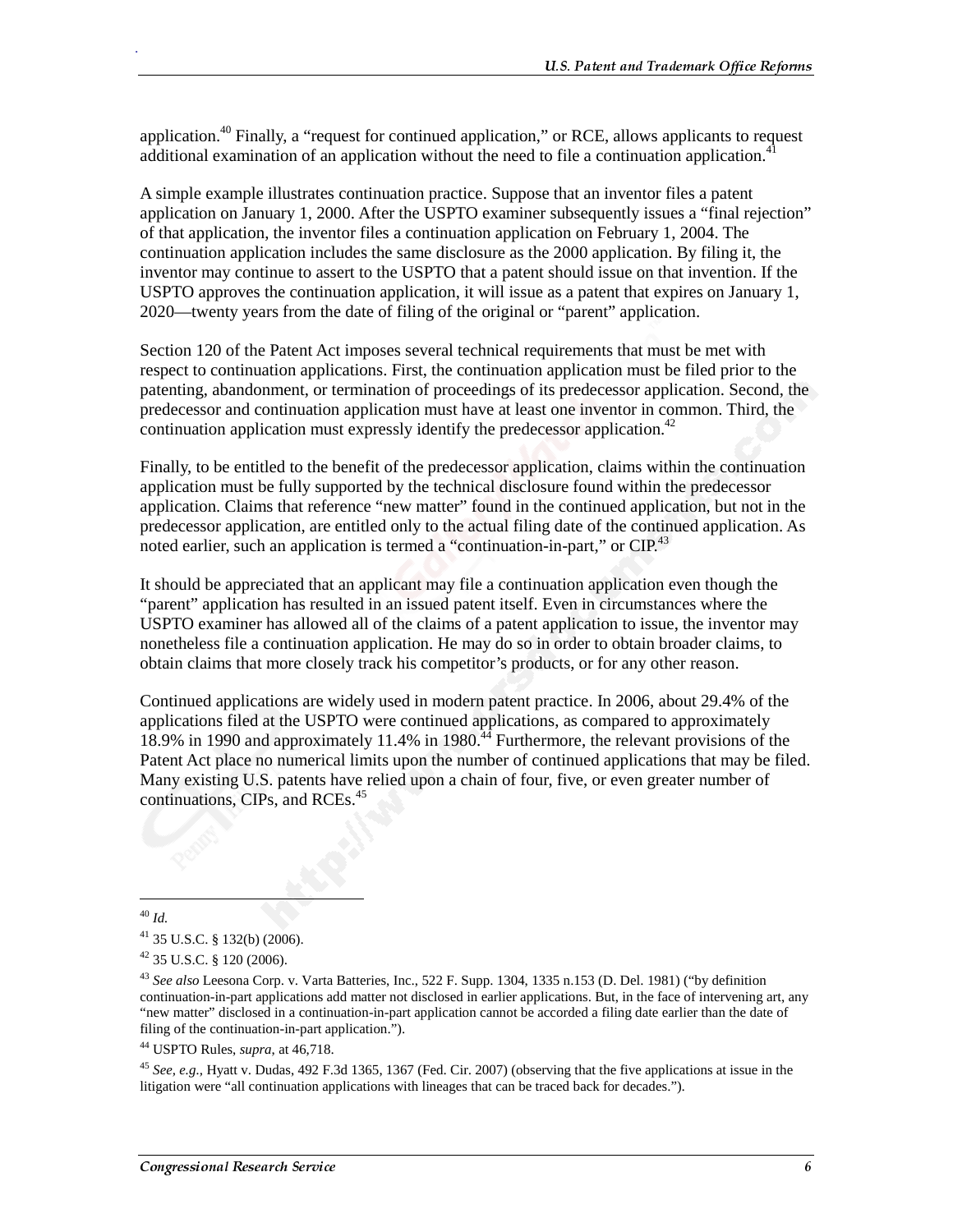application.[40] Finally, a "request for continued application," or RCE, allows applicants to request additional examination of an application without the need to file a continuation application.[41]

A simple example illustrates continuation practice. Suppose that an inventor files a patent application on January 1, 2000. After the USPTO examiner subsequently issues a "final rejection" of that application, the inventor files a continuation application on February 1, 2004. The continuation application includes the same disclosure as the 2000 application. By filing it, the inventor may continue to assert to the USPTO that a patent should issue on that invention. If the USPTO approves the continuation application, it will issue as a patent that expires on January 1, 2020—twenty years from the date of filing of the original or "parent" application.

Section 120 of the Patent Act imposes several technical requirements that must be met with respect to continuation applications. First, the continuation application must be filed prior to the patenting, abandonment, or termination of proceedings of its predecessor application. Second, the predecessor and continuation application must have at least one inventor in common. Third, the continuation application must expressly identify the predecessor application.[42]

Finally, to be entitled to the benefit of the predecessor application, claims within the continuation application must be fully supported by the technical disclosure found within the predecessor application. Claims that reference "new matter" found in the continued application, but not in the predecessor application, are entitled only to the actual filing date of the continued application. As noted earlier, such an application is termed a "continuation-in-part," or CIP.[43]

It should be appreciated that an applicant may file a continuation application even though the "parent" application has resulted in an issued patent itself. Even in circumstances where the USPTO examiner has allowed all of the claims of a patent application to issue, the inventor may nonetheless file a continuation application. He may do so in order to obtain broader claims, to obtain claims that more closely track his competitor's products, or for any other reason.

Continued applications are widely used in modern patent practice. In 2006, about 29.4% of the applications filed at the USPTO were continued applications, as compared to approximately 18.9% in 1990 and approximately 11.4% in 1980.[44] Furthermore, the relevant provisions of the Patent Act place no numerical limits upon the number of continued applications that may be filed. Many existing U.S. patents have relied upon a chain of four, five, or even greater number of continuations, CIPs, and RCEs.[45]

---

[40] *Id.*

[41] 35 U.S.C. § 132(b) (2006).

[42] 35 U.S.C. § 120 (2006).

[43] *See also* Leesona Corp. v. Varta Batteries, Inc., 522 F. Supp. 1304, 1335 n.153 (D. Del. 1981) ("by definition continuation-in-part applications add matter not disclosed in earlier applications. But, in the face of intervening art, any "new matter" disclosed in a continuation-in-part application cannot be accorded a filing date earlier than the date of filing of the continuation-in-part application.").

[44] USPTO Rules, *supra*, at 46,718.

[45] *See, e.g.*, Hyatt v. Dudas, 492 F.3d 1365, 1367 (Fed. Cir. 2007) (observing that the five applications at issue in the litigation were "all continuation applications with lineages that can be traced back for decades.").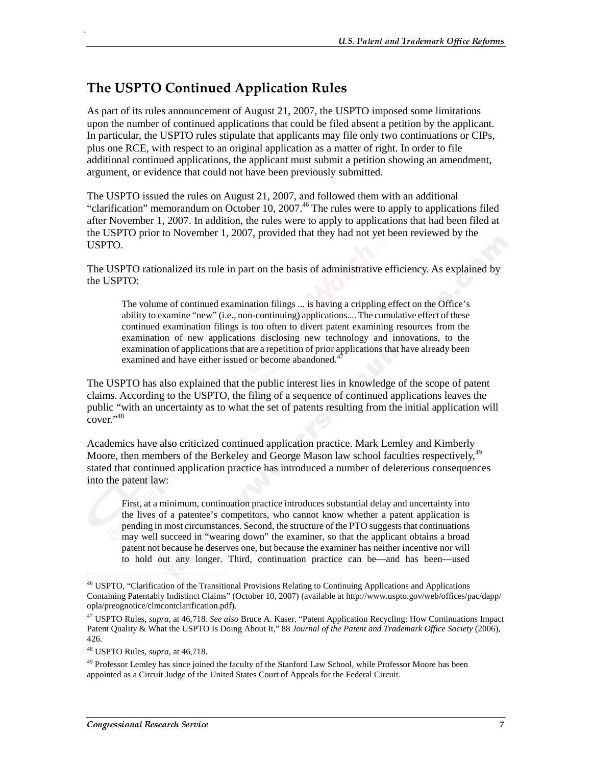## The USPTO Continued Application Rules

As part of its rules announcement of August 21, 2007, the USPTO imposed some limitations upon the number of continued applications that could be filed absent a petition by the applicant. In particular, the USPTO rules stipulate that applicants may file only two continuations or CIPs, plus one RCE, with respect to an original application as a matter of right. In order to file additional continued applications, the applicant must submit a petition showing an amendment, argument, or evidence that could not have been previously submitted.

The USPTO issued the rules on August 21, 2007, and followed them with an additional "clarification" memorandum on October 10, 2007.[46] The rules were to apply to applications filed after November 1, 2007. In addition, the rules were to apply to applications that had been filed at the USPTO prior to November 1, 2007, provided that they had not yet been reviewed by the USPTO.

The USPTO rationalized its rule in part on the basis of administrative efficiency. As explained by the USPTO:

> The volume of continued examination filings ... is having a crippling effect on the Office's ability to examine "new" (i.e., non-continuing) applications.... The cumulative effect of these continued examination filings is too often to divert patent examining resources from the examination of new applications disclosing new technology and innovations, to the examination of applications that are a repetition of prior applications that have already been examined and have either issued or become abandoned.[47]

The USPTO has also explained that the public interest lies in knowledge of the scope of patent claims. According to the USPTO, the filing of a sequence of continued applications leaves the public "with an uncertainty as to what the set of patents resulting from the initial application will cover."[48]

Academics have also criticized continued application practice. Mark Lemley and Kimberly Moore, then members of the Berkeley and George Mason law school faculties respectively,[49] stated that continued application practice has introduced a number of deleterious consequences into the patent law:

> First, at a minimum, continuation practice introduces substantial delay and uncertainty into the lives of a patentee's competitors, who cannot know whether a patent application is pending in most circumstances. Second, the structure of the PTO suggests that continuations may well succeed in "wearing down" the examiner, so that the applicant obtains a broad patent not because he deserves one, but because the examiner has neither incentive nor will to hold out any longer. Third, continuation practice can be—and has been—used

---

[46] USPTO, "Clarification of the Transitional Provisions Relating to Continuing Applications and Applications Containing Patentably Indistinct Claims" (October 10, 2007) (available at http://www.uspto.gov/web/offices/pac/dapp/opla/preognotice/clmcontclarification.pdf).

[47] USPTO Rules, *supra*, at 46,718. *See also* Bruce A. Kaser, "Patent Application Recycling: How Continuations Impact Patent Quality & What the USPTO Is Doing About It," 88 *Journal of the Patent and Trademark Office Society* (2006), 426.

[48] USPTO Rules, *supra*, at 46,718.

[49] Professor Lemley has since joined the faculty of the Stanford Law School, while Professor Moore has been appointed as a Circuit Judge of the United States Court of Appeals for the Federal Circuit.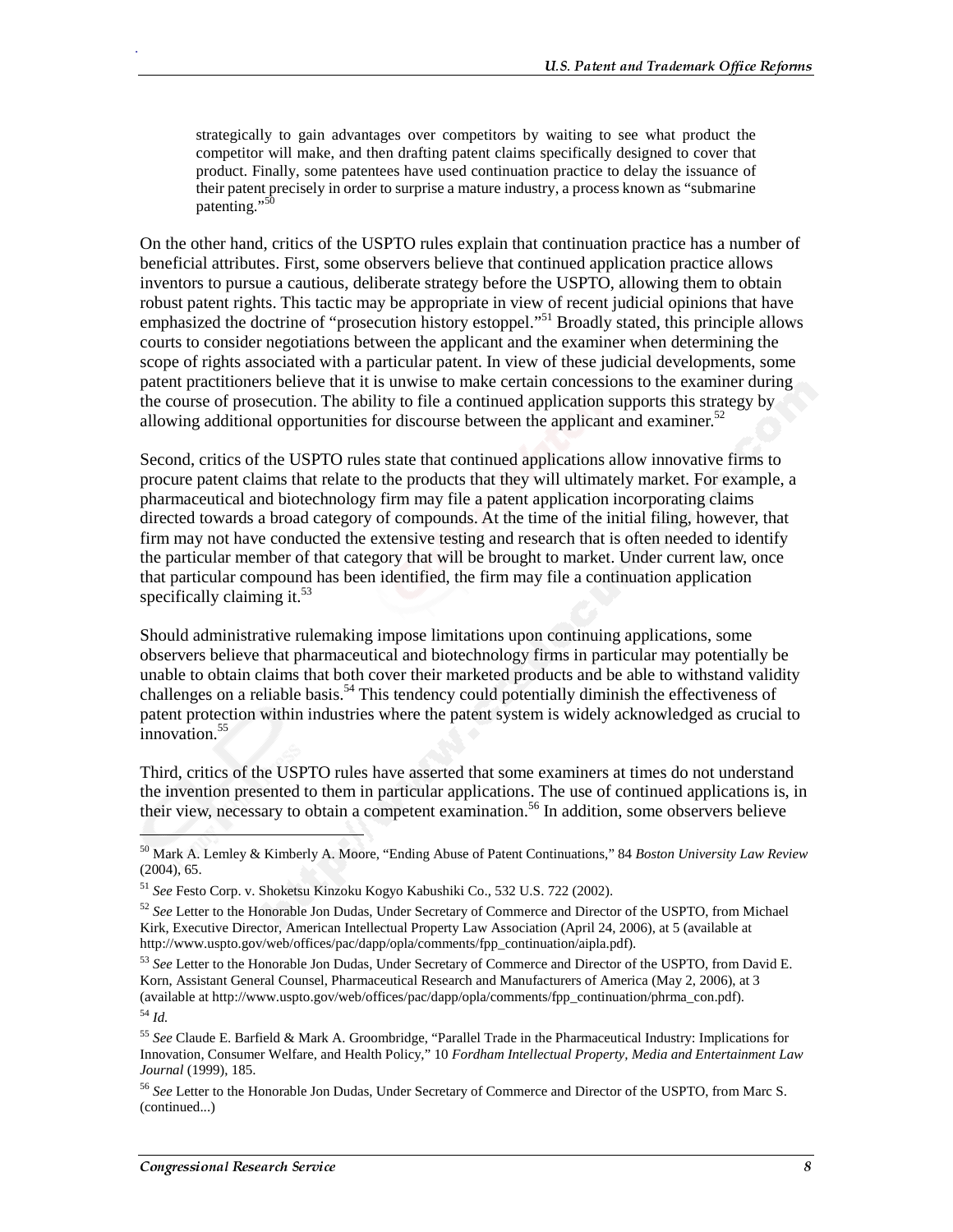strategically to gain advantages over competitors by waiting to see what product the competitor will make, and then drafting patent claims specifically designed to cover that product. Finally, some patentees have used continuation practice to delay the issuance of their patent precisely in order to surprise a mature industry, a process known as "submarine patenting."[50]

On the other hand, critics of the USPTO rules explain that continuation practice has a number of beneficial attributes. First, some observers believe that continued application practice allows inventors to pursue a cautious, deliberate strategy before the USPTO, allowing them to obtain robust patent rights. This tactic may be appropriate in view of recent judicial opinions that have emphasized the doctrine of "prosecution history estoppel."[51] Broadly stated, this principle allows courts to consider negotiations between the applicant and the examiner when determining the scope of rights associated with a particular patent. In view of these judicial developments, some patent practitioners believe that it is unwise to make certain concessions to the examiner during the course of prosecution. The ability to file a continued application supports this strategy by allowing additional opportunities for discourse between the applicant and examiner.[52]

Second, critics of the USPTO rules state that continued applications allow innovative firms to procure patent claims that relate to the products that they will ultimately market. For example, a pharmaceutical and biotechnology firm may file a patent application incorporating claims directed towards a broad category of compounds. At the time of the initial filing, however, that firm may not have conducted the extensive testing and research that is often needed to identify the particular member of that category that will be brought to market. Under current law, once that particular compound has been identified, the firm may file a continuation application specifically claiming it.[53]

Should administrative rulemaking impose limitations upon continuing applications, some observers believe that pharmaceutical and biotechnology firms in particular may potentially be unable to obtain claims that both cover their marketed products and be able to withstand validity challenges on a reliable basis.[54] This tendency could potentially diminish the effectiveness of patent protection within industries where the patent system is widely acknowledged as crucial to innovation.[55]

Third, critics of the USPTO rules have asserted that some examiners at times do not understand the invention presented to them in particular applications. The use of continued applications is, in their view, necessary to obtain a competent examination.[56] In addition, some observers believe

---

[50] Mark A. Lemley & Kimberly A. Moore, "Ending Abuse of Patent Continuations," 84 *Boston University Law Review* (2004), 65.

[51] *See* Festo Corp. v. Shoketsu Kinzoku Kogyo Kabushiki Co., 532 U.S. 722 (2002).

[52] *See* Letter to the Honorable Jon Dudas, Under Secretary of Commerce and Director of the USPTO, from Michael Kirk, Executive Director, American Intellectual Property Law Association (April 24, 2006), at 5 (available at http://www.uspto.gov/web/offices/pac/dapp/opla/comments/fpp_continuation/aipla.pdf).

[53] *See* Letter to the Honorable Jon Dudas, Under Secretary of Commerce and Director of the USPTO, from David E. Korn, Assistant General Counsel, Pharmaceutical Research and Manufacturers of America (May 2, 2006), at 3 (available at http://www.uspto.gov/web/offices/pac/dapp/opla/comments/fpp_continuation/phrma_con.pdf).

[54] *Id.*

[55] *See* Claude E. Barfield & Mark A. Groombridge, "Parallel Trade in the Pharmaceutical Industry: Implications for Innovation, Consumer Welfare, and Health Policy," 10 *Fordham Intellectual Property, Media and Entertainment Law Journal* (1999), 185.

[56] *See* Letter to the Honorable Jon Dudas, Under Secretary of Commerce and Director of the USPTO, from Marc S. (continued...)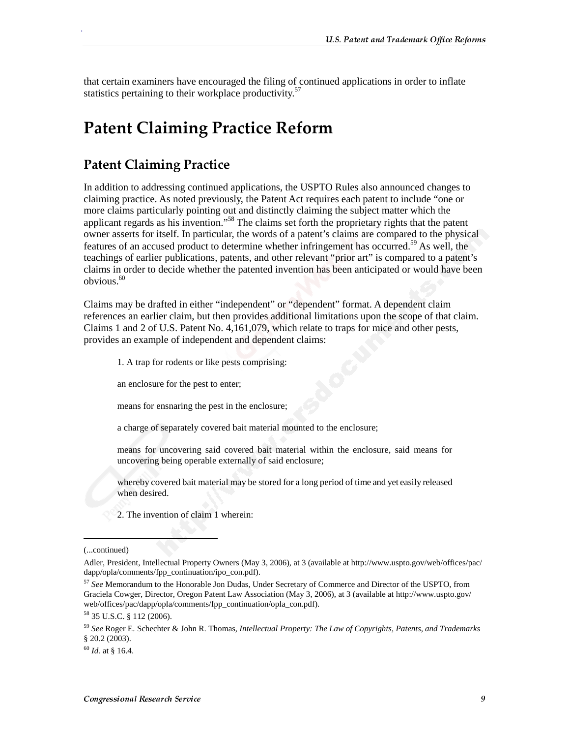that certain examiners have encouraged the filing of continued applications in order to inflate statistics pertaining to their workplace productivity.[57]

# Patent Claiming Practice Reform

## Patent Claiming Practice

In addition to addressing continued applications, the USPTO Rules also announced changes to claiming practice. As noted previously, the Patent Act requires each patent to include "one or more claims particularly pointing out and distinctly claiming the subject matter which the applicant regards as his invention."[58] The claims set forth the proprietary rights that the patent owner asserts for itself. In particular, the words of a patent's claims are compared to the physical features of an accused product to determine whether infringement has occurred.[59] As well, the teachings of earlier publications, patents, and other relevant "prior art" is compared to a patent's claims in order to decide whether the patented invention has been anticipated or would have been obvious.[60]

Claims may be drafted in either "independent" or "dependent" format. A dependent claim references an earlier claim, but then provides additional limitations upon the scope of that claim. Claims 1 and 2 of U.S. Patent No. 4,161,079, which relate to traps for mice and other pests, provides an example of independent and dependent claims:

> 1. A trap for rodents or like pests comprising:
>
> an enclosure for the pest to enter;
>
> means for ensnaring the pest in the enclosure;
>
> a charge of separately covered bait material mounted to the enclosure;
>
> means for uncovering said covered bait material within the enclosure, said means for uncovering being operable externally of said enclosure;
>
> whereby covered bait material may be stored for a long period of time and yet easily released when desired.
>
> 2. The invention of claim 1 wherein:

---

(...continued)

Adler, President, Intellectual Property Owners (May 3, 2006), at 3 (available at http://www.uspto.gov/web/offices/pac/dapp/opla/comments/fpp_continuation/ipo_con.pdf).

[57] *See* Memorandum to the Honorable Jon Dudas, Under Secretary of Commerce and Director of the USPTO, from Graciela Cowger, Director, Oregon Patent Law Association (May 3, 2006), at 3 (available at http://www.uspto.gov/web/offices/pac/dapp/opla/comments/fpp_continuation/opla_con.pdf).

[58] 35 U.S.C. § 112 (2006).

[59] *See* Roger E. Schechter & John R. Thomas, *Intellectual Property: The Law of Copyrights, Patents, and Trademarks* § 20.2 (2003).

[60] *Id.* at § 16.4.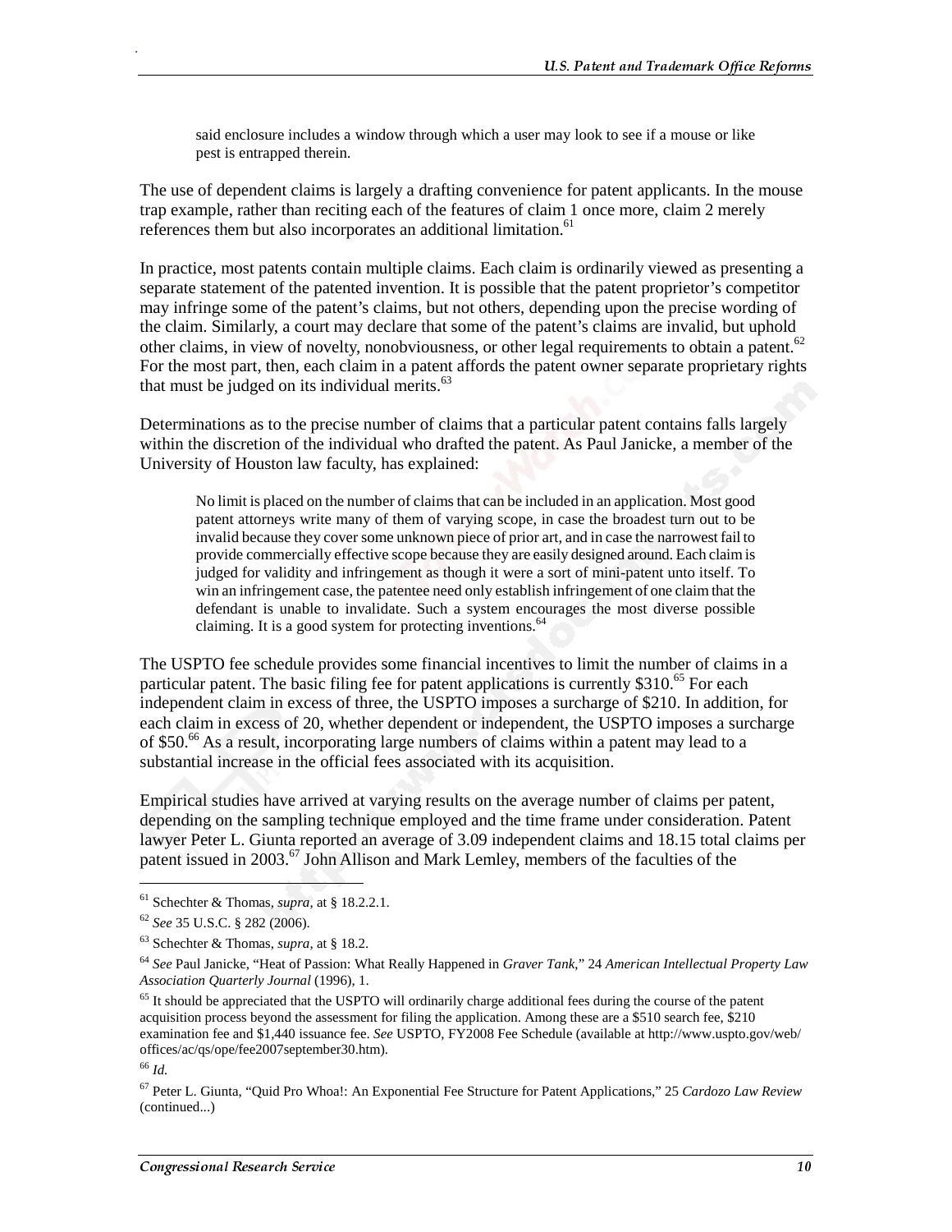said enclosure includes a window through which a user may look to see if a mouse or like pest is entrapped therein.

The use of dependent claims is largely a drafting convenience for patent applicants. In the mouse trap example, rather than reciting each of the features of claim 1 once more, claim 2 merely references them but also incorporates an additional limitation.[61]

In practice, most patents contain multiple claims. Each claim is ordinarily viewed as presenting a separate statement of the patented invention. It is possible that the patent proprietor's competitor may infringe some of the patent's claims, but not others, depending upon the precise wording of the claim. Similarly, a court may declare that some of the patent's claims are invalid, but uphold other claims, in view of novelty, nonobviousness, or other legal requirements to obtain a patent.[62] For the most part, then, each claim in a patent affords the patent owner separate proprietary rights that must be judged on its individual merits.[63]

Determinations as to the precise number of claims that a particular patent contains falls largely within the discretion of the individual who drafted the patent. As Paul Janicke, a member of the University of Houston law faculty, has explained:

> No limit is placed on the number of claims that can be included in an application. Most good patent attorneys write many of them of varying scope, in case the broadest turn out to be invalid because they cover some unknown piece of prior art, and in case the narrowest fail to provide commercially effective scope because they are easily designed around. Each claim is judged for validity and infringement as though it were a sort of mini-patent unto itself. To win an infringement case, the patentee need only establish infringement of one claim that the defendant is unable to invalidate. Such a system encourages the most diverse possible claiming. It is a good system for protecting inventions.[64]

The USPTO fee schedule provides some financial incentives to limit the number of claims in a particular patent. The basic filing fee for patent applications is currently $310.[65] For each independent claim in excess of three, the USPTO imposes a surcharge of $210. In addition, for each claim in excess of 20, whether dependent or independent, the USPTO imposes a surcharge of $50.[66] As a result, incorporating large numbers of claims within a patent may lead to a substantial increase in the official fees associated with its acquisition.

Empirical studies have arrived at varying results on the average number of claims per patent, depending on the sampling technique employed and the time frame under consideration. Patent lawyer Peter L. Giunta reported an average of 3.09 independent claims and 18.15 total claims per patent issued in 2003.[67] John Allison and Mark Lemley, members of the faculties of the

---

[61] Schechter & Thomas, *supra*, at § 18.2.2.1.

[62] *See* 35 U.S.C. § 282 (2006).

[63] Schechter & Thomas, *supra*, at § 18.2.

[64] *See* Paul Janicke, "Heat of Passion: What Really Happened in *Graver Tank*," 24 *American Intellectual Property Law Association Quarterly Journal* (1996), 1.

[65] It should be appreciated that the USPTO will ordinarily charge additional fees during the course of the patent acquisition process beyond the assessment for filing the application. Among these are a $510 search fee, $210 examination fee and $1,440 issuance fee. *See* USPTO, FY2008 Fee Schedule (available at http://www.uspto.gov/web/offices/ac/qs/ope/fee2007september30.htm).

[66] *Id.*

[67] Peter L. Giunta, "Quid Pro Whoa!: An Exponential Fee Structure for Patent Applications," 25 *Cardozo Law Review* (continued...)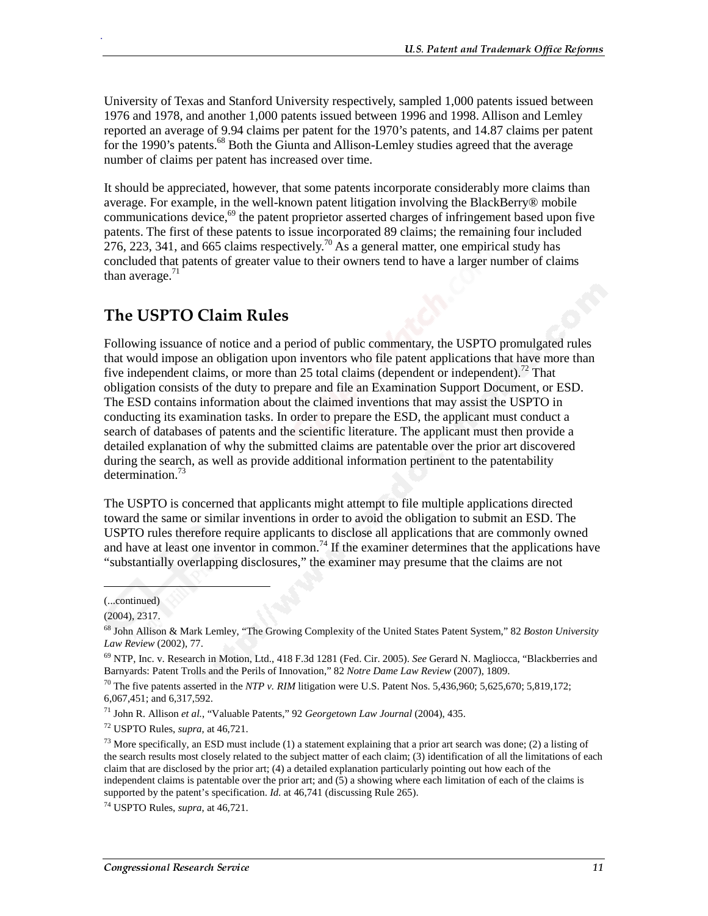University of Texas and Stanford University respectively, sampled 1,000 patents issued between 1976 and 1978, and another 1,000 patents issued between 1996 and 1998. Allison and Lemley reported an average of 9.94 claims per patent for the 1970's patents, and 14.87 claims per patent for the 1990's patents.[68] Both the Giunta and Allison-Lemley studies agreed that the average number of claims per patent has increased over time.

It should be appreciated, however, that some patents incorporate considerably more claims than average. For example, in the well-known patent litigation involving the BlackBerry® mobile communications device,[69] the patent proprietor asserted charges of infringement based upon five patents. The first of these patents to issue incorporated 89 claims; the remaining four included 276, 223, 341, and 665 claims respectively.[70] As a general matter, one empirical study has concluded that patents of greater value to their owners tend to have a larger number of claims than average.[71]

## The USPTO Claim Rules

Following issuance of notice and a period of public commentary, the USPTO promulgated rules that would impose an obligation upon inventors who file patent applications that have more than five independent claims, or more than 25 total claims (dependent or independent).[72] That obligation consists of the duty to prepare and file an Examination Support Document, or ESD. The ESD contains information about the claimed inventions that may assist the USPTO in conducting its examination tasks. In order to prepare the ESD, the applicant must conduct a search of databases of patents and the scientific literature. The applicant must then provide a detailed explanation of why the submitted claims are patentable over the prior art discovered during the search, as well as provide additional information pertinent to the patentability determination.[73]

The USPTO is concerned that applicants might attempt to file multiple applications directed toward the same or similar inventions in order to avoid the obligation to submit an ESD. The USPTO rules therefore require applicants to disclose all applications that are commonly owned and have at least one inventor in common.[74] If the examiner determines that the applications have "substantially overlapping disclosures," the examiner may presume that the claims are not

---

(...continued)

(2004), 2317.

[68] John Allison & Mark Lemley, "The Growing Complexity of the United States Patent System," 82 *Boston University Law Review* (2002), 77.

[69] NTP, Inc. v. Research in Motion, Ltd., 418 F.3d 1281 (Fed. Cir. 2005). *See* Gerard N. Magliocca, "Blackberries and Barnyards: Patent Trolls and the Perils of Innovation," 82 *Notre Dame Law Review* (2007), 1809.

[70] The five patents asserted in the *NTP v. RIM* litigation were U.S. Patent Nos. 5,436,960; 5,625,670; 5,819,172; 6,067,451; and 6,317,592.

[71] John R. Allison *et al.*, "Valuable Patents," 92 *Georgetown Law Journal* (2004), 435.

[72] USPTO Rules, *supra*, at 46,721.

[73] More specifically, an ESD must include (1) a statement explaining that a prior art search was done; (2) a listing of the search results most closely related to the subject matter of each claim; (3) identification of all the limitations of each claim that are disclosed by the prior art; (4) a detailed explanation particularly pointing out how each of the independent claims is patentable over the prior art; and (5) a showing where each limitation of each of the claims is supported by the patent's specification. *Id.* at 46,741 (discussing Rule 265).

[74] USPTO Rules, *supra*, at 46,721.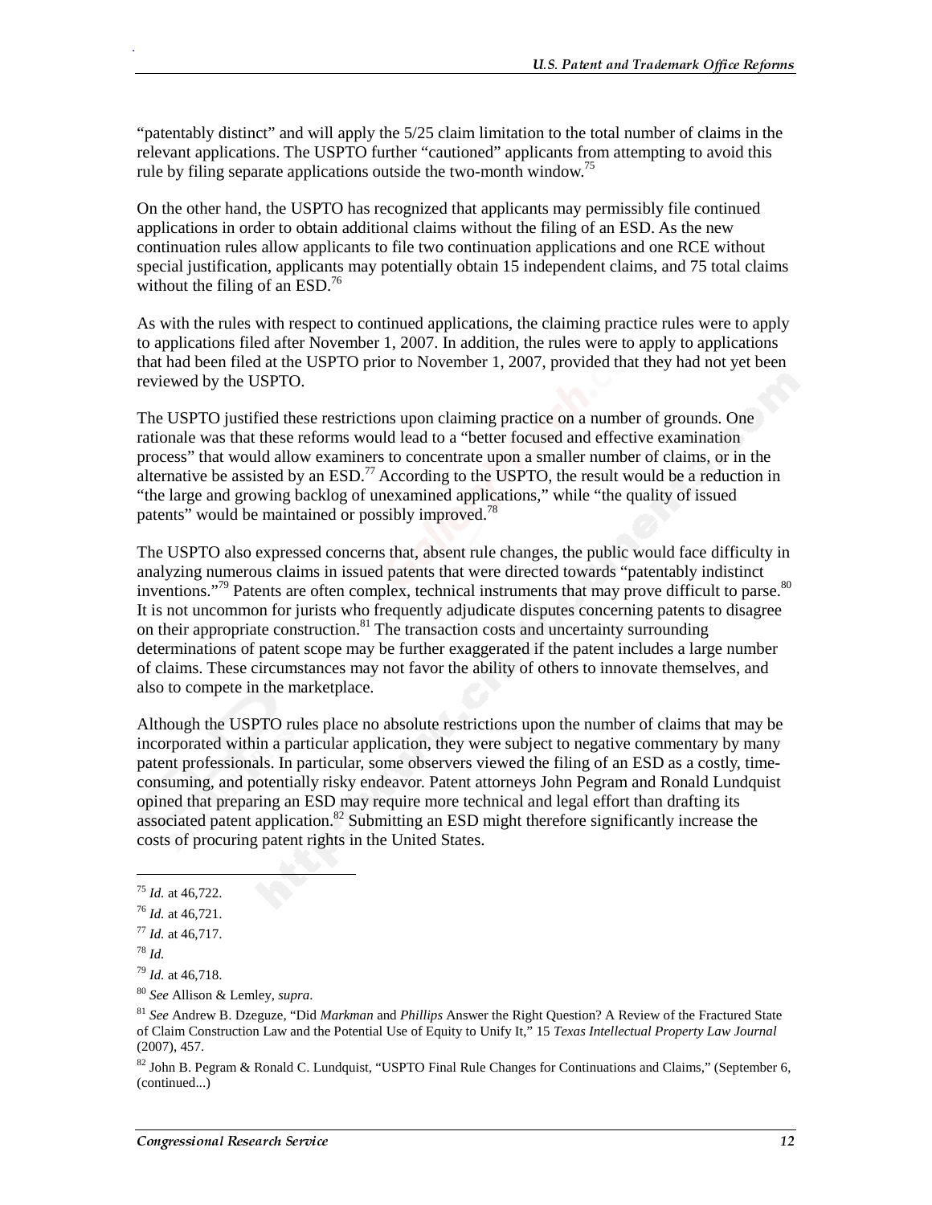"patentably distinct" and will apply the 5/25 claim limitation to the total number of claims in the relevant applications. The USPTO further "cautioned" applicants from attempting to avoid this rule by filing separate applications outside the two-month window.[75]

On the other hand, the USPTO has recognized that applicants may permissibly file continued applications in order to obtain additional claims without the filing of an ESD. As the new continuation rules allow applicants to file two continuation applications and one RCE without special justification, applicants may potentially obtain 15 independent claims, and 75 total claims without the filing of an ESD.[76]

As with the rules with respect to continued applications, the claiming practice rules were to apply to applications filed after November 1, 2007. In addition, the rules were to apply to applications that had been filed at the USPTO prior to November 1, 2007, provided that they had not yet been reviewed by the USPTO.

The USPTO justified these restrictions upon claiming practice on a number of grounds. One rationale was that these reforms would lead to a "better focused and effective examination process" that would allow examiners to concentrate upon a smaller number of claims, or in the alternative be assisted by an ESD.[77] According to the USPTO, the result would be a reduction in "the large and growing backlog of unexamined applications," while "the quality of issued patents" would be maintained or possibly improved.[78]

The USPTO also expressed concerns that, absent rule changes, the public would face difficulty in analyzing numerous claims in issued patents that were directed towards "patentably indistinct inventions."[79] Patents are often complex, technical instruments that may prove difficult to parse.[80] It is not uncommon for jurists who frequently adjudicate disputes concerning patents to disagree on their appropriate construction.[81] The transaction costs and uncertainty surrounding determinations of patent scope may be further exaggerated if the patent includes a large number of claims. These circumstances may not favor the ability of others to innovate themselves, and also to compete in the marketplace.

Although the USPTO rules place no absolute restrictions upon the number of claims that may be incorporated within a particular application, they were subject to negative commentary by many patent professionals. In particular, some observers viewed the filing of an ESD as a costly, time-consuming, and potentially risky endeavor. Patent attorneys John Pegram and Ronald Lundquist opined that preparing an ESD may require more technical and legal effort than drafting its associated patent application.[82] Submitting an ESD might therefore significantly increase the costs of procuring patent rights in the United States.

---

[75] *Id.* at 46,722.

[76] *Id.* at 46,721.

[77] *Id.* at 46,717.

[78] *Id.*

[79] *Id.* at 46,718.

[80] *See* Allison & Lemley, *supra*.

[81] *See* Andrew B. Dzeguze, "Did *Markman* and *Phillips* Answer the Right Question? A Review of the Fractured State of Claim Construction Law and the Potential Use of Equity to Unify It," 15 *Texas Intellectual Property Law Journal* (2007), 457.

[82] John B. Pegram & Ronald C. Lundquist, "USPTO Final Rule Changes for Continuations and Claims," (September 6, (continued...)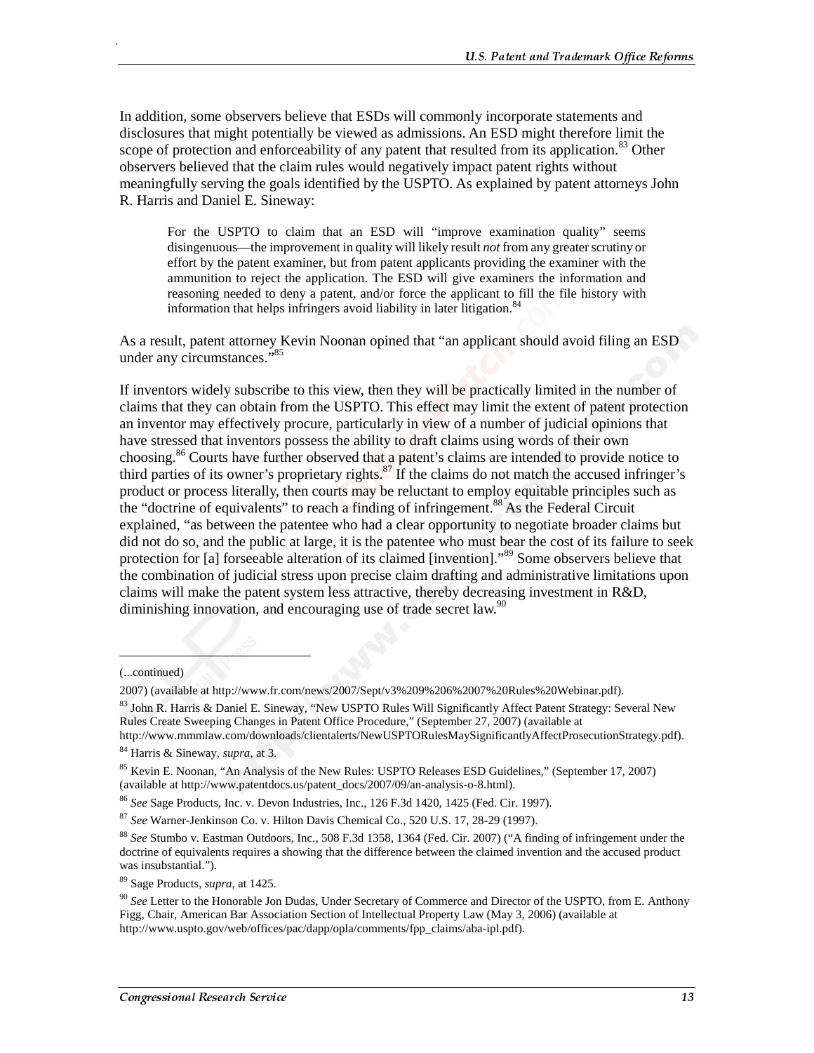In addition, some observers believe that ESDs will commonly incorporate statements and disclosures that might potentially be viewed as admissions. An ESD might therefore limit the scope of protection and enforceability of any patent that resulted from its application.[83] Other observers believed that the claim rules would negatively impact patent rights without meaningfully serving the goals identified by the USPTO. As explained by patent attorneys John R. Harris and Daniel E. Sineway:

> For the USPTO to claim that an ESD will "improve examination quality" seems disingenuous—the improvement in quality will likely result *not* from any greater scrutiny or effort by the patent examiner, but from patent applicants providing the examiner with the ammunition to reject the application. The ESD will give examiners the information and reasoning needed to deny a patent, and/or force the applicant to fill the file history with information that helps infringers avoid liability in later litigation.[84]

As a result, patent attorney Kevin Noonan opined that "an applicant should avoid filing an ESD under any circumstances."[85]

If inventors widely subscribe to this view, then they will be practically limited in the number of claims that they can obtain from the USPTO. This effect may limit the extent of patent protection an inventor may effectively procure, particularly in view of a number of judicial opinions that have stressed that inventors possess the ability to draft claims using words of their own choosing.[86] Courts have further observed that a patent's claims are intended to provide notice to third parties of its owner's proprietary rights.[87] If the claims do not match the accused infringer's product or process literally, then courts may be reluctant to employ equitable principles such as the "doctrine of equivalents" to reach a finding of infringement.[88] As the Federal Circuit explained, "as between the patentee who had a clear opportunity to negotiate broader claims but did not do so, and the public at large, it is the patentee who must bear the cost of its failure to seek protection for [a] forseeable alteration of its claimed [invention]."[89] Some observers believe that the combination of judicial stress upon precise claim drafting and administrative limitations upon claims will make the patent system less attractive, thereby decreasing investment in R&D, diminishing innovation, and encouraging use of trade secret law.[90]

---

(...continued)

2007) (available at http://www.fr.com/news/2007/Sept/v3%209%206%2007%20Rules%20Webinar.pdf).

[83] John R. Harris & Daniel E. Sineway, "New USPTO Rules Will Significantly Affect Patent Strategy: Several New Rules Create Sweeping Changes in Patent Office Procedure," (September 27, 2007) (available at http://www.mmmlaw.com/downloads/clientalerts/NewUSPTORulesMaySignificantlyAffectProsecutionStrategy.pdf).

[84] Harris & Sineway, *supra*, at 3.

[85] Kevin E. Noonan, "An Analysis of the New Rules: USPTO Releases ESD Guidelines," (September 17, 2007) (available at http://www.patentdocs.us/patent_docs/2007/09/an-analysis-o-8.html).

[86] *See* Sage Products, Inc. v. Devon Industries, Inc., 126 F.3d 1420, 1425 (Fed. Cir. 1997).

[87] *See* Warner-Jenkinson Co. v. Hilton Davis Chemical Co., 520 U.S. 17, 28-29 (1997).

[88] *See* Stumbo v. Eastman Outdoors, Inc., 508 F.3d 1358, 1364 (Fed. Cir. 2007) ("A finding of infringement under the doctrine of equivalents requires a showing that the difference between the claimed invention and the accused product was insubstantial.").

[89] Sage Products, *supra*, at 1425.

[90] *See* Letter to the Honorable Jon Dudas, Under Secretary of Commerce and Director of the USPTO, from E. Anthony Figg, Chair, American Bar Association Section of Intellectual Property Law (May 3, 2006) (available at http://www.uspto.gov/web/offices/pac/dapp/opla/comments/fpp_claims/aba-ipl.pdf).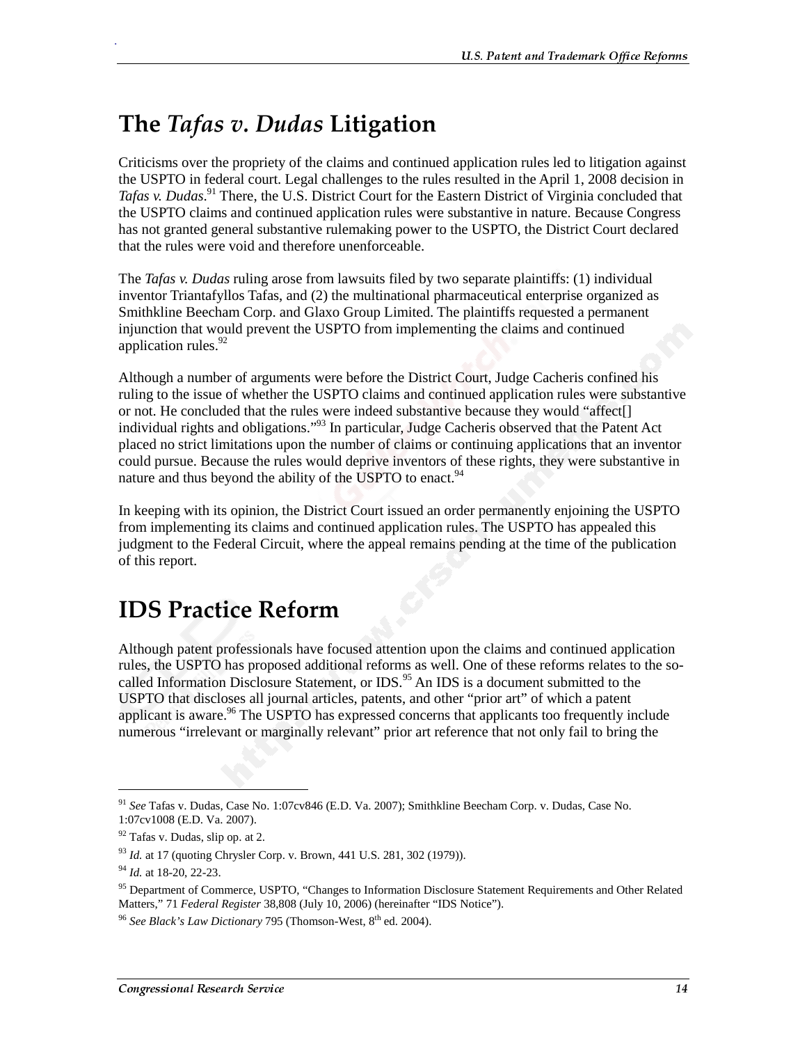## The *Tafas v. Dudas* Litigation

Criticisms over the propriety of the claims and continued application rules led to litigation against the USPTO in federal court. Legal challenges to the rules resulted in the April 1, 2008 decision in *Tafas v. Dudas*.[91] There, the U.S. District Court for the Eastern District of Virginia concluded that the USPTO claims and continued application rules were substantive in nature. Because Congress has not granted general substantive rulemaking power to the USPTO, the District Court declared that the rules were void and therefore unenforceable.

The *Tafas v. Dudas* ruling arose from lawsuits filed by two separate plaintiffs: (1) individual inventor Triantafyllos Tafas, and (2) the multinational pharmaceutical enterprise organized as Smithkline Beecham Corp. and Glaxo Group Limited. The plaintiffs requested a permanent injunction that would prevent the USPTO from implementing the claims and continued application rules.[92]

Although a number of arguments were before the District Court, Judge Cacheris confined his ruling to the issue of whether the USPTO claims and continued application rules were substantive or not. He concluded that the rules were indeed substantive because they would "affect[] individual rights and obligations."[93] In particular, Judge Cacheris observed that the Patent Act placed no strict limitations upon the number of claims or continuing applications that an inventor could pursue. Because the rules would deprive inventors of these rights, they were substantive in nature and thus beyond the ability of the USPTO to enact.[94]

In keeping with its opinion, the District Court issued an order permanently enjoining the USPTO from implementing its claims and continued application rules. The USPTO has appealed this judgment to the Federal Circuit, where the appeal remains pending at the time of the publication of this report.

## IDS Practice Reform

Although patent professionals have focused attention upon the claims and continued application rules, the USPTO has proposed additional reforms as well. One of these reforms relates to the so-called Information Disclosure Statement, or IDS.[95] An IDS is a document submitted to the USPTO that discloses all journal articles, patents, and other "prior art" of which a patent applicant is aware.[96] The USPTO has expressed concerns that applicants too frequently include numerous "irrelevant or marginally relevant" prior art reference that not only fail to bring the

---

[91] *See* Tafas v. Dudas, Case No. 1:07cv846 (E.D. Va. 2007); Smithkline Beecham Corp. v. Dudas, Case No. 1:07cv1008 (E.D. Va. 2007).

[92] Tafas v. Dudas, slip op. at 2.

[93] *Id.* at 17 (quoting Chrysler Corp. v. Brown, 441 U.S. 281, 302 (1979)).

[94] *Id.* at 18-20, 22-23.

[95] Department of Commerce, USPTO, "Changes to Information Disclosure Statement Requirements and Other Related Matters," 71 *Federal Register* 38,808 (July 10, 2006) (hereinafter "IDS Notice").

[96] *See Black's Law Dictionary* 795 (Thomson-West, 8th ed. 2004).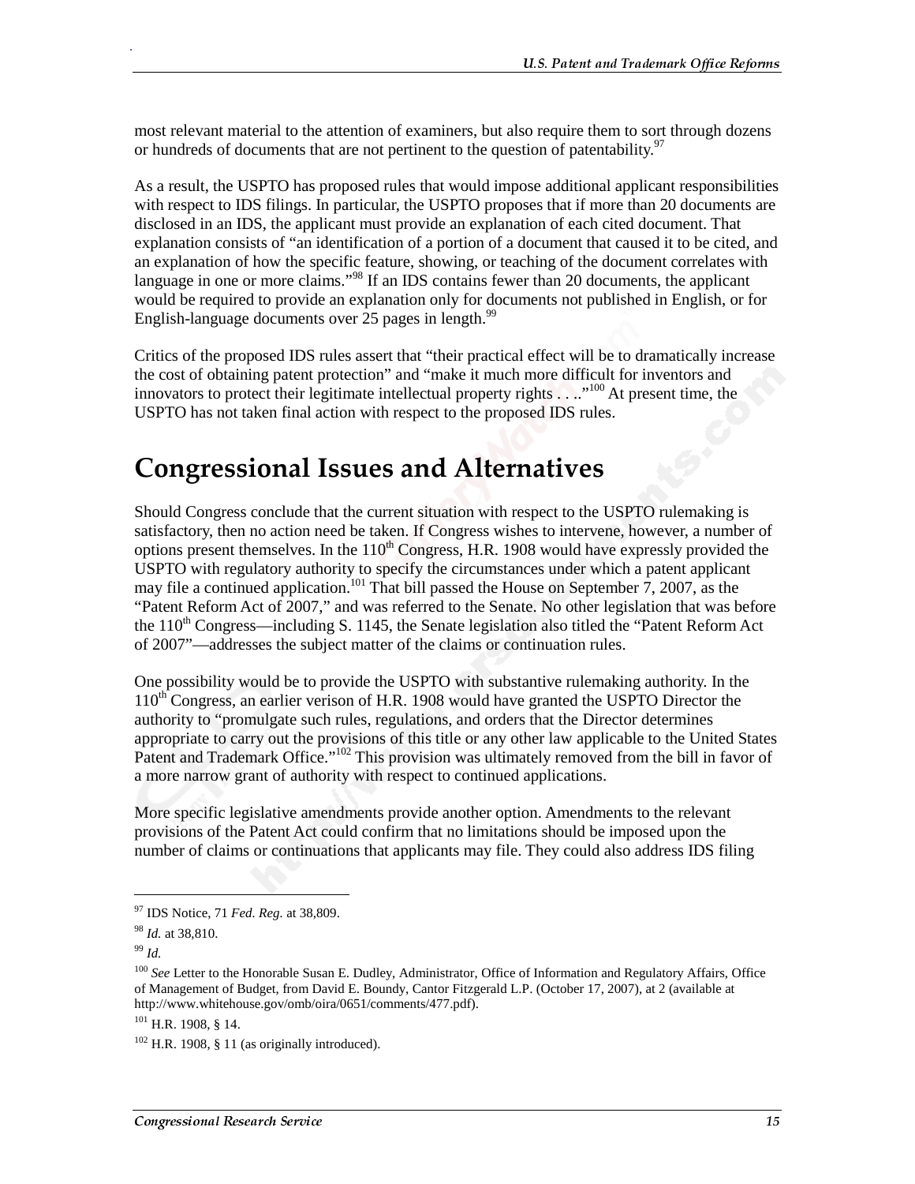most relevant material to the attention of examiners, but also require them to sort through dozens or hundreds of documents that are not pertinent to the question of patentability.[97]

As a result, the USPTO has proposed rules that would impose additional applicant responsibilities with respect to IDS filings. In particular, the USPTO proposes that if more than 20 documents are disclosed in an IDS, the applicant must provide an explanation of each cited document. That explanation consists of "an identification of a portion of a document that caused it to be cited, and an explanation of how the specific feature, showing, or teaching of the document correlates with language in one or more claims."[98] If an IDS contains fewer than 20 documents, the applicant would be required to provide an explanation only for documents not published in English, or for English-language documents over 25 pages in length.[99]

Critics of the proposed IDS rules assert that "their practical effect will be to dramatically increase the cost of obtaining patent protection" and "make it much more difficult for inventors and innovators to protect their legitimate intellectual property rights . . . ."[100] At present time, the USPTO has not taken final action with respect to the proposed IDS rules.

# Congressional Issues and Alternatives

Should Congress conclude that the current situation with respect to the USPTO rulemaking is satisfactory, then no action need be taken. If Congress wishes to intervene, however, a number of options present themselves. In the 110th Congress, H.R. 1908 would have expressly provided the USPTO with regulatory authority to specify the circumstances under which a patent applicant may file a continued application.[101] That bill passed the House on September 7, 2007, as the "Patent Reform Act of 2007," and was referred to the Senate. No other legislation that was before the 110th Congress—including S. 1145, the Senate legislation also titled the "Patent Reform Act of 2007"—addresses the subject matter of the claims or continuation rules.

One possibility would be to provide the USPTO with substantive rulemaking authority. In the 110th Congress, an earlier verison of H.R. 1908 would have granted the USPTO Director the authority to "promulgate such rules, regulations, and orders that the Director determines appropriate to carry out the provisions of this title or any other law applicable to the United States Patent and Trademark Office."[102] This provision was ultimately removed from the bill in favor of a more narrow grant of authority with respect to continued applications.

More specific legislative amendments provide another option. Amendments to the relevant provisions of the Patent Act could confirm that no limitations should be imposed upon the number of claims or continuations that applicants may file. They could also address IDS filing

---

[97] IDS Notice, 71 *Fed. Reg.* at 38,809.

[98] *Id.* at 38,810.

[99] *Id.*

[100] *See* Letter to the Honorable Susan E. Dudley, Administrator, Office of Information and Regulatory Affairs, Office of Management of Budget, from David E. Boundy, Cantor Fitzgerald L.P. (October 17, 2007), at 2 (available at http://www.whitehouse.gov/omb/oira/0651/comments/477.pdf).

[101] H.R. 1908, § 14.

[102] H.R. 1908, § 11 (as originally introduced).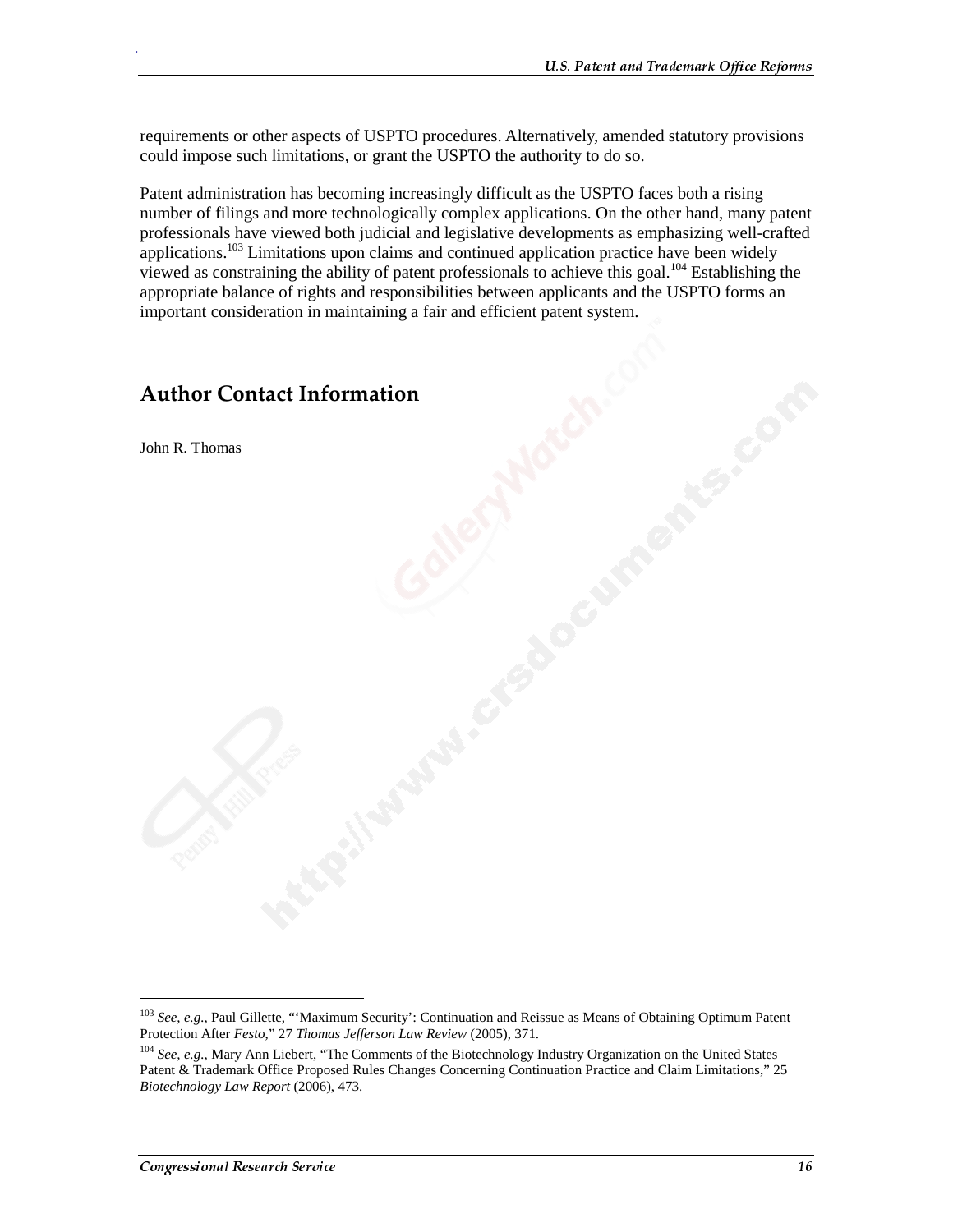requirements or other aspects of USPTO procedures. Alternatively, amended statutory provisions could impose such limitations, or grant the USPTO the authority to do so.

Patent administration has becoming increasingly difficult as the USPTO faces both a rising number of filings and more technologically complex applications. On the other hand, many patent professionals have viewed both judicial and legislative developments as emphasizing well-crafted applications.[103] Limitations upon claims and continued application practice have been widely viewed as constraining the ability of patent professionals to achieve this goal.[104] Establishing the appropriate balance of rights and responsibilities between applicants and the USPTO forms an important consideration in maintaining a fair and efficient patent system.

## Author Contact Information

John R. Thomas

---

[103] *See, e.g.*, Paul Gillette, "'Maximum Security': Continuation and Reissue as Means of Obtaining Optimum Patent Protection After *Festo*," 27 *Thomas Jefferson Law Review* (2005), 371.

[104] *See, e.g.*, Mary Ann Liebert, "The Comments of the Biotechnology Industry Organization on the United States Patent & Trademark Office Proposed Rules Changes Concerning Continuation Practice and Claim Limitations," 25 *Biotechnology Law Report* (2006), 473.